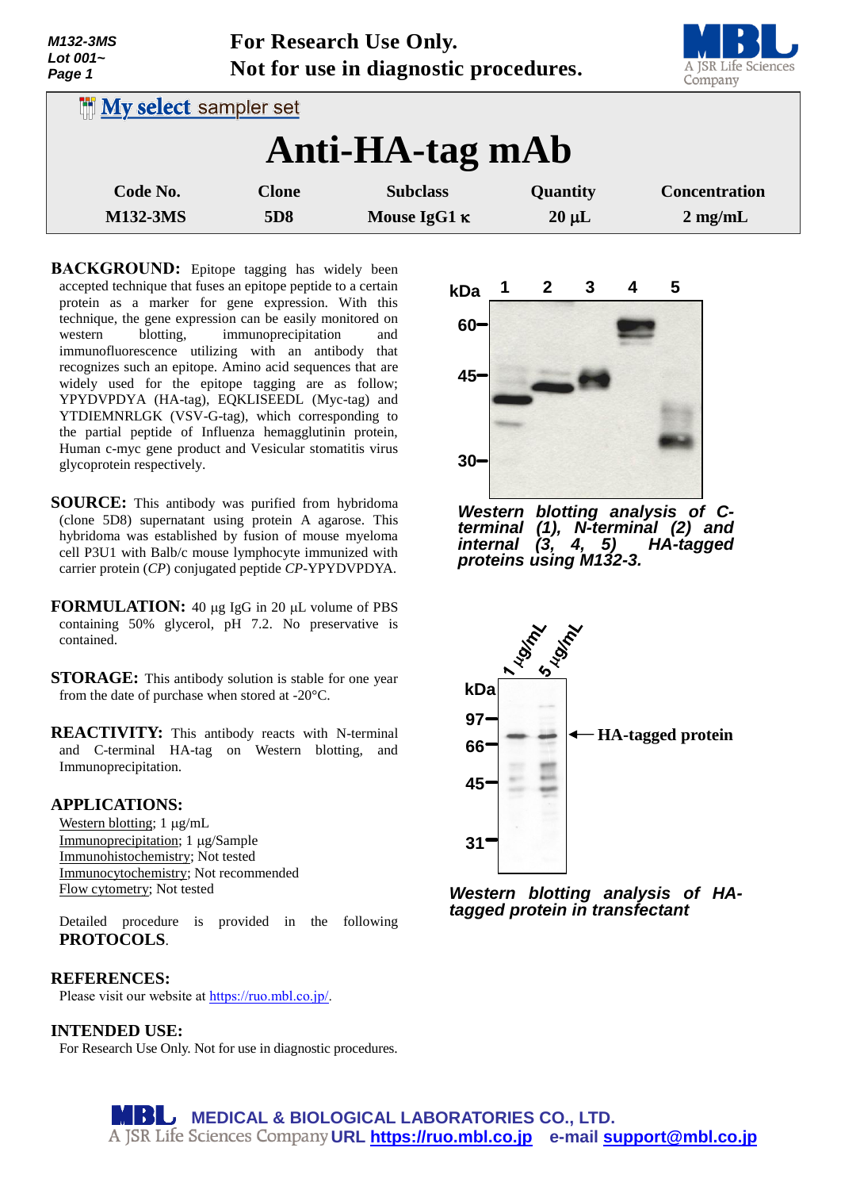M132-3MS
Lot 001~

**For Research Use Only.**
**Not for use in diagnostic procedures.**

My select sampler set

# Anti-HA-tag mAb

| Code No. | Clone | Subclass | Quantity | Concentration |
|---|---|---|---|---|
| M132-3MS | 5D8 | Mouse IgG1 κ | 20 µL | 2 mg/mL |

**BACKGROUND:** Epitope tagging has widely been accepted technique that fuses an epitope peptide to a certain protein as a marker for gene expression. With this technique, the gene expression can be easily monitored on western blotting, immunoprecipitation and immunofluorescence utilizing with an antibody that recognizes such an epitope. Amino acid sequences that are widely used for the epitope tagging are as follow; YPYDVPDYA (HA-tag), EQKLISEEDL (Myc-tag) and YTDIEMNRLGK (VSV-G-tag), which corresponding to the partial peptide of Influenza hemagglutinin protein, Human c-myc gene product and Vesicular stomatitis virus glycoprotein respectively.

**SOURCE:** This antibody was purified from hybridoma (clone 5D8) supernatant using protein A agarose. This hybridoma was established by fusion of mouse myeloma cell P3U1 with Balb/c mouse lymphocyte immunized with carrier protein (*CP*) conjugated peptide *CP*-YPYDVPDYA.

**FORMULATION:** 40 µg IgG in 20 µL volume of PBS containing 50% glycerol, pH 7.2. No preservative is contained.

**STORAGE:** This antibody solution is stable for one year from the date of purchase when stored at -20°C.

**REACTIVITY:** This antibody reacts with N-terminal and C-terminal HA-tag on Western blotting, and Immunoprecipitation.

**APPLICATIONS:**

Western blotting; 1 µg/mL
Immunoprecipitation; 1 µg/Sample
Immunohistochemistry; Not tested
Immunocytochemistry; Not recommended
Flow cytometry; Not tested

Detailed procedure is provided in the following **PROTOCOLS**.

**REFERENCES:**
Please visit our website at https://ruo.mbl.co.jp/.

**INTENDED USE:**
For Research Use Only. Not for use in diagnostic procedures.

*Western blotting analysis of C-terminal (1), N-terminal (2) and internal (3, 4, 5) HA-tagged proteins using M132-3.*

*Western blotting analysis of HA-tagged protein in transfectant*

MEDICAL & BIOLOGICAL LABORATORIES CO., LTD.
A JSR Life Sciences Company URL https://ruo.mbl.co.jp e-mail support@mbl.co.jp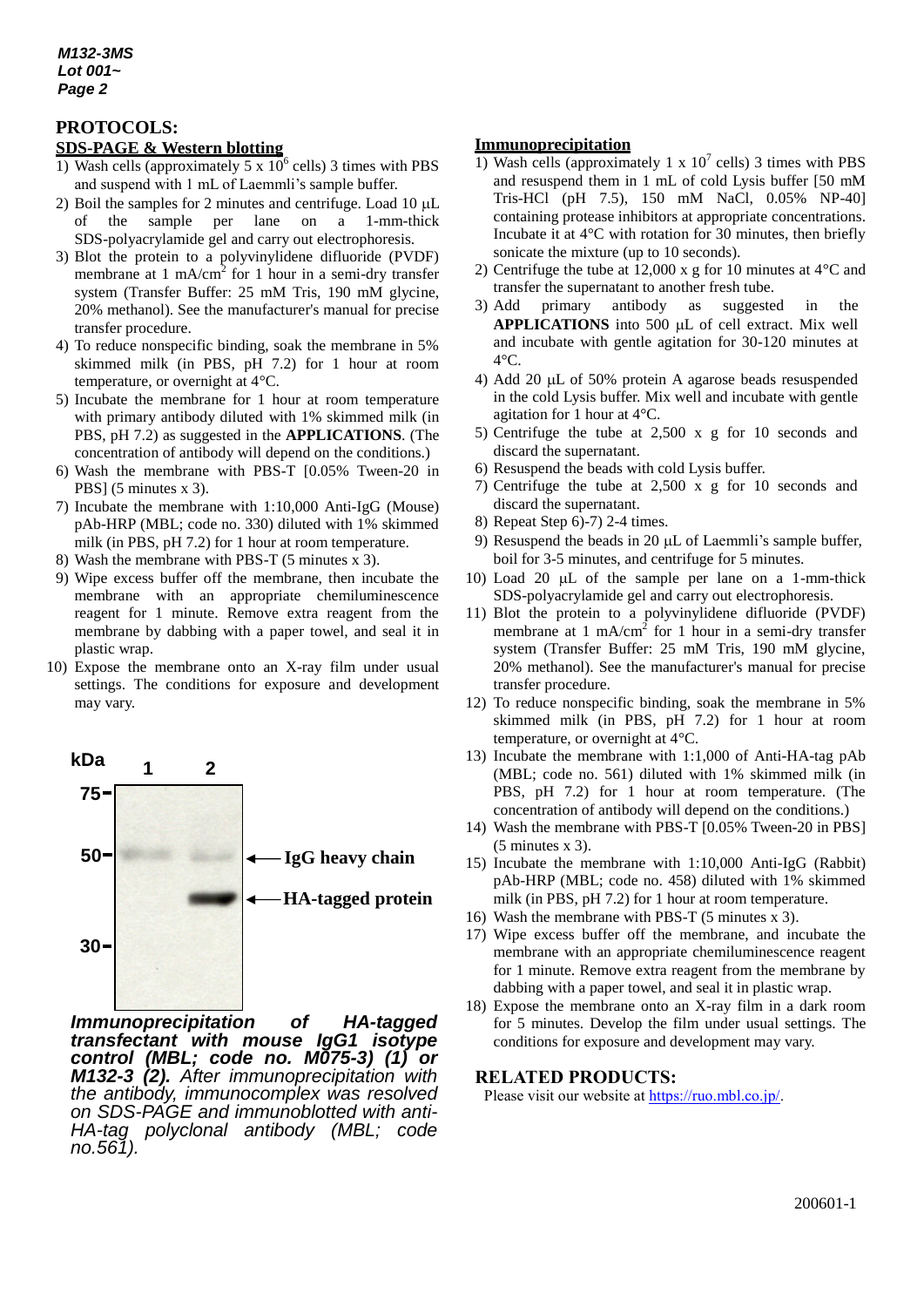M132-3MS
Lot 001~

## PROTOCOLS:

### SDS-PAGE & Western blotting

1) Wash cells (approximately 5 x $10^6$ cells) 3 times with PBS and suspend with 1 mL of Laemmli's sample buffer.
2) Boil the samples for 2 minutes and centrifuge. Load 10 µL of the sample per lane on a 1-mm-thick SDS-polyacrylamide gel and carry out electrophoresis.
3) Blot the protein to a polyvinylidene difluoride (PVDF) membrane at 1 mA/$cm^2$ for 1 hour in a semi-dry transfer system (Transfer Buffer: 25 mM Tris, 190 mM glycine, 20% methanol). See the manufacturer's manual for precise transfer procedure.
4) To reduce nonspecific binding, soak the membrane in 5% skimmed milk (in PBS, pH 7.2) for 1 hour at room temperature, or overnight at 4°C.
5) Incubate the membrane for 1 hour at room temperature with primary antibody diluted with 1% skimmed milk (in PBS, pH 7.2) as suggested in the **APPLICATIONS**. (The concentration of antibody will depend on the conditions.)
6) Wash the membrane with PBS-T [0.05% Tween-20 in PBS] (5 minutes x 3).
7) Incubate the membrane with 1:10,000 Anti-IgG (Mouse) pAb-HRP (MBL; code no. 330) diluted with 1% skimmed milk (in PBS, pH 7.2) for 1 hour at room temperature.
8) Wash the membrane with PBS-T (5 minutes x 3).
9) Wipe excess buffer off the membrane, then incubate the membrane with an appropriate chemiluminescence reagent for 1 minute. Remove extra reagent from the membrane by dabbing with a paper towel, and seal it in plastic wrap.
10) Expose the membrane onto an X-ray film under usual settings. The conditions for exposure and development may vary.

kDa
1 2
75
50
30
IgG heavy chain
HA-tagged protein

***Immunoprecipitation of HA-tagged transfectant with mouse IgG1 isotype control (MBL; code no. M075-3) (1) or M132-3 (2).*** *After immunoprecipitation with the antibody, immunocomplex was resolved on SDS-PAGE and immunoblotted with anti-HA-tag polyclonal antibody (MBL; code no.561).*

### Immunoprecipitation

1) Wash cells (approximately 1 x $10^7$ cells) 3 times with PBS and resuspend them in 1 mL of cold Lysis buffer [50 mM Tris-HCl (pH 7.5), 150 mM NaCl, 0.05% NP-40] containing protease inhibitors at appropriate concentrations. Incubate it at 4°C with rotation for 30 minutes, then briefly sonicate the mixture (up to 10 seconds).
2) Centrifuge the tube at 12,000 x g for 10 minutes at 4°C and transfer the supernatant to another fresh tube.
3) Add primary antibody as suggested in the **APPLICATIONS** into 500 µL of cell extract. Mix well and incubate with gentle agitation for 30-120 minutes at 4°C.
4) Add 20 µL of 50% protein A agarose beads resuspended in the cold Lysis buffer. Mix well and incubate with gentle agitation for 1 hour at 4°C.
5) Centrifuge the tube at 2,500 x g for 10 seconds and discard the supernatant.
6) Resuspend the beads with cold Lysis buffer.
7) Centrifuge the tube at 2,500 x g for 10 seconds and discard the supernatant.
8) Repeat Step 6)-7) 2-4 times.
9) Resuspend the beads in 20 µL of Laemmli's sample buffer, boil for 3-5 minutes, and centrifuge for 5 minutes.
10) Load 20 µL of the sample per lane on a 1-mm-thick SDS-polyacrylamide gel and carry out electrophoresis.
11) Blot the protein to a polyvinylidene difluoride (PVDF) membrane at 1 mA/$cm^2$ for 1 hour in a semi-dry transfer system (Transfer Buffer: 25 mM Tris, 190 mM glycine, 20% methanol). See the manufacturer's manual for precise transfer procedure.
12) To reduce nonspecific binding, soak the membrane in 5% skimmed milk (in PBS, pH 7.2) for 1 hour at room temperature, or overnight at 4°C.
13) Incubate the membrane with 1:1,000 of Anti-HA-tag pAb (MBL; code no. 561) diluted with 1% skimmed milk (in PBS, pH 7.2) for 1 hour at room temperature. (The concentration of antibody will depend on the conditions.)
14) Wash the membrane with PBS-T [0.05% Tween-20 in PBS] (5 minutes x 3).
15) Incubate the membrane with 1:10,000 Anti-IgG (Rabbit) pAb-HRP (MBL; code no. 458) diluted with 1% skimmed milk (in PBS, pH 7.2) for 1 hour at room temperature.
16) Wash the membrane with PBS-T (5 minutes x 3).
17) Wipe excess buffer off the membrane, and incubate the membrane with an appropriate chemiluminescence reagent for 1 minute. Remove extra reagent from the membrane by dabbing with a paper towel, and seal it in plastic wrap.
18) Expose the membrane onto an X-ray film in a dark room for 5 minutes. Develop the film under usual settings. The conditions for exposure and development may vary.

## RELATED PRODUCTS:

Please visit our website at https://ruo.mbl.co.jp/.

200601-1